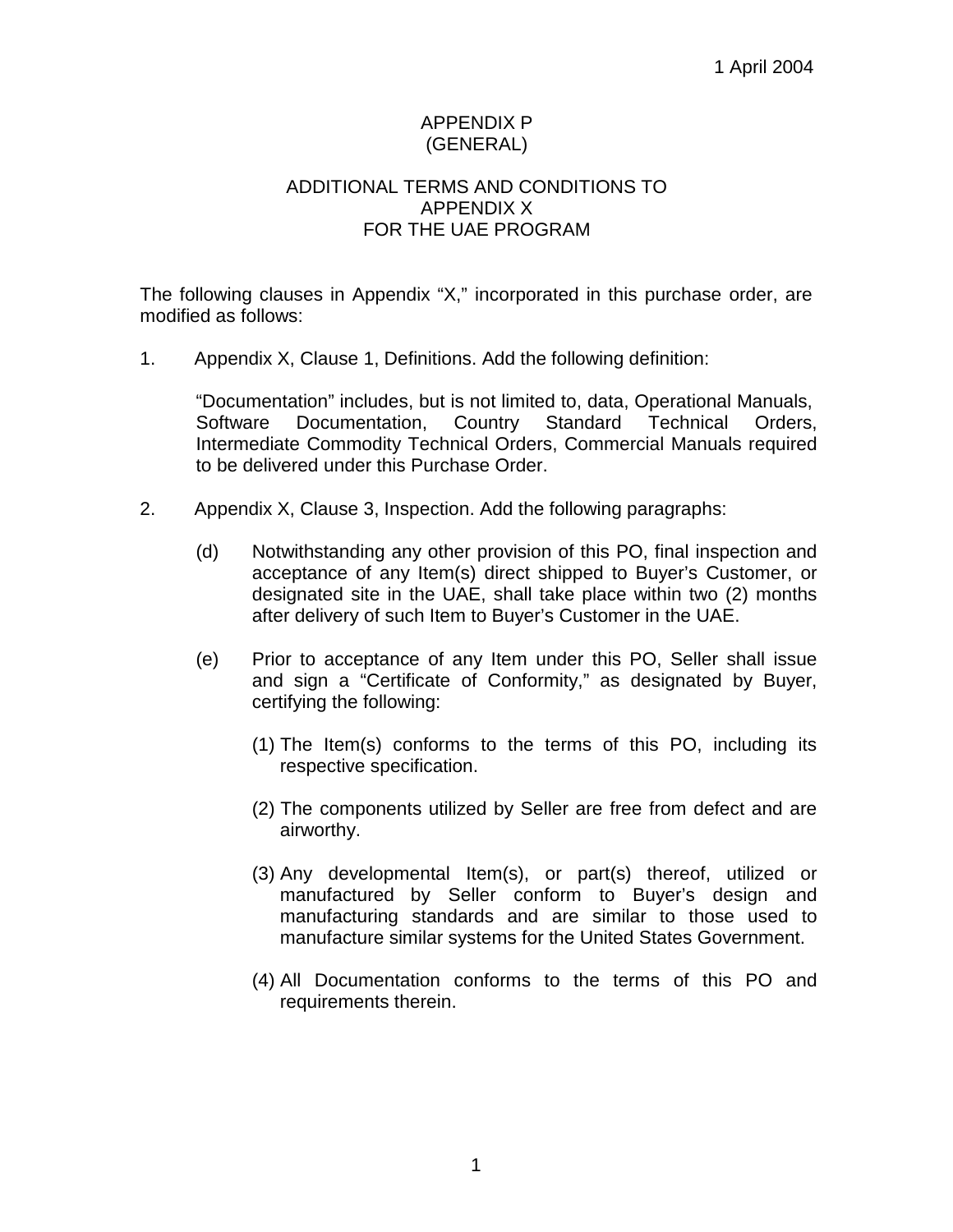1 April 2004

# APPENDIX P
# (GENERAL)

## ADDITIONAL TERMS AND CONDITIONS TO APPENDIX X FOR THE UAE PROGRAM

The following clauses in Appendix "X," incorporated in this purchase order, are modified as follows:

1. Appendix X, Clause 1, Definitions. Add the following definition:

   "Documentation" includes, but is not limited to, data, Operational Manuals, Software Documentation, Country Standard Technical Orders, Intermediate Commodity Technical Orders, Commercial Manuals required to be delivered under this Purchase Order.

2. Appendix X, Clause 3, Inspection. Add the following paragraphs:

   (d) Notwithstanding any other provision of this PO, final inspection and acceptance of any Item(s) direct shipped to Buyer's Customer, or designated site in the UAE, shall take place within two (2) months after delivery of such Item to Buyer's Customer in the UAE.

   (e) Prior to acceptance of any Item under this PO, Seller shall issue and sign a "Certificate of Conformity," as designated by Buyer, certifying the following:

   (1) The Item(s) conforms to the terms of this PO, including its respective specification.

   (2) The components utilized by Seller are free from defect and are airworthy.

   (3) Any developmental Item(s), or part(s) thereof, utilized or manufactured by Seller conform to Buyer's design and manufacturing standards and are similar to those used to manufacture similar systems for the United States Government.

   (4) All Documentation conforms to the terms of this PO and requirements therein.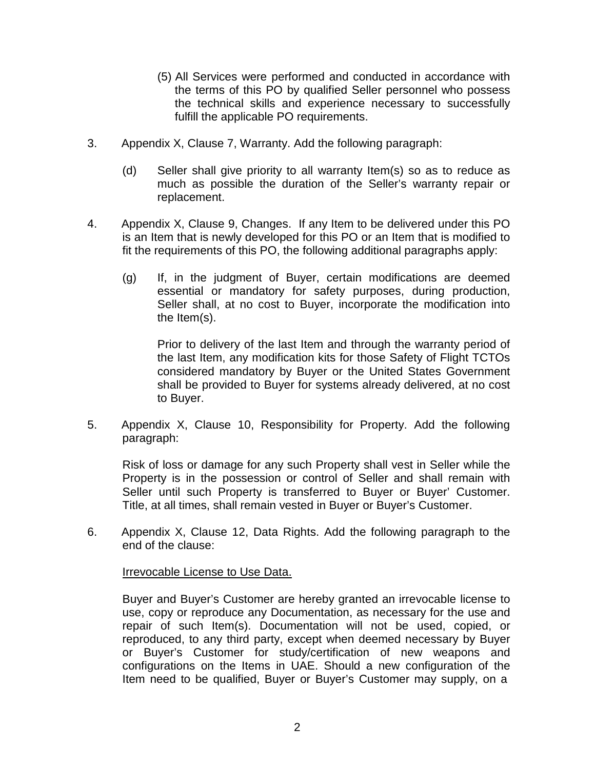(5) All Services were performed and conducted in accordance with the terms of this PO by qualified Seller personnel who possess the technical skills and experience necessary to successfully fulfill the applicable PO requirements.

3. Appendix X, Clause 7, Warranty. Add the following paragraph:

   (d) Seller shall give priority to all warranty Item(s) so as to reduce as much as possible the duration of the Seller's warranty repair or replacement.

4. Appendix X, Clause 9, Changes. If any Item to be delivered under this PO is an Item that is newly developed for this PO or an Item that is modified to fit the requirements of this PO, the following additional paragraphs apply:

   (g) If, in the judgment of Buyer, certain modifications are deemed essential or mandatory for safety purposes, during production, Seller shall, at no cost to Buyer, incorporate the modification into the Item(s).

   Prior to delivery of the last Item and through the warranty period of the last Item, any modification kits for those Safety of Flight TCTOs considered mandatory by Buyer or the United States Government shall be provided to Buyer for systems already delivered, at no cost to Buyer.

5. Appendix X, Clause 10, Responsibility for Property. Add the following paragraph:

   Risk of loss or damage for any such Property shall vest in Seller while the Property is in the possession or control of Seller and shall remain with Seller until such Property is transferred to Buyer or Buyer' Customer. Title, at all times, shall remain vested in Buyer or Buyer's Customer.

6. Appendix X, Clause 12, Data Rights. Add the following paragraph to the end of the clause:

   <u>Irrevocable License to Use Data.</u>

   Buyer and Buyer's Customer are hereby granted an irrevocable license to use, copy or reproduce any Documentation, as necessary for the use and repair of such Item(s). Documentation will not be used, copied, or reproduced, to any third party, except when deemed necessary by Buyer or Buyer's Customer for study/certification of new weapons and configurations on the Items in UAE. Should a new configuration of the Item need to be qualified, Buyer or Buyer's Customer may supply, on a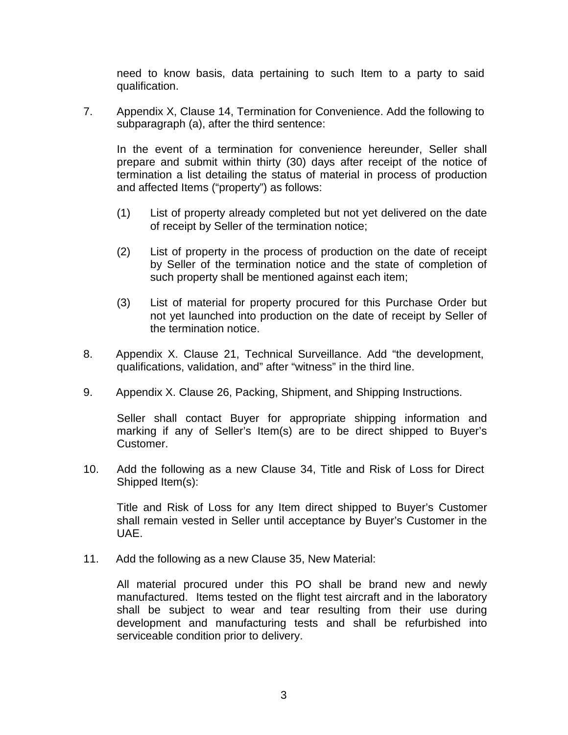need to know basis, data pertaining to such Item to a party to said qualification.

7. Appendix X, Clause 14, Termination for Convenience. Add the following to subparagraph (a), after the third sentence:

   In the event of a termination for convenience hereunder, Seller shall prepare and submit within thirty (30) days after receipt of the notice of termination a list detailing the status of material in process of production and affected Items ("property") as follows:

   (1) List of property already completed but not yet delivered on the date of receipt by Seller of the termination notice;

   (2) List of property in the process of production on the date of receipt by Seller of the termination notice and the state of completion of such property shall be mentioned against each item;

   (3) List of material for property procured for this Purchase Order but not yet launched into production on the date of receipt by Seller of the termination notice.

8. Appendix X. Clause 21, Technical Surveillance. Add "the development, qualifications, validation, and" after "witness" in the third line.

9. Appendix X. Clause 26, Packing, Shipment, and Shipping Instructions.

   Seller shall contact Buyer for appropriate shipping information and marking if any of Seller's Item(s) are to be direct shipped to Buyer's Customer.

10. Add the following as a new Clause 34, Title and Risk of Loss for Direct Shipped Item(s):

    Title and Risk of Loss for any Item direct shipped to Buyer's Customer shall remain vested in Seller until acceptance by Buyer's Customer in the UAE.

11. Add the following as a new Clause 35, New Material:

    All material procured under this PO shall be brand new and newly manufactured. Items tested on the flight test aircraft and in the laboratory shall be subject to wear and tear resulting from their use during development and manufacturing tests and shall be refurbished into serviceable condition prior to delivery.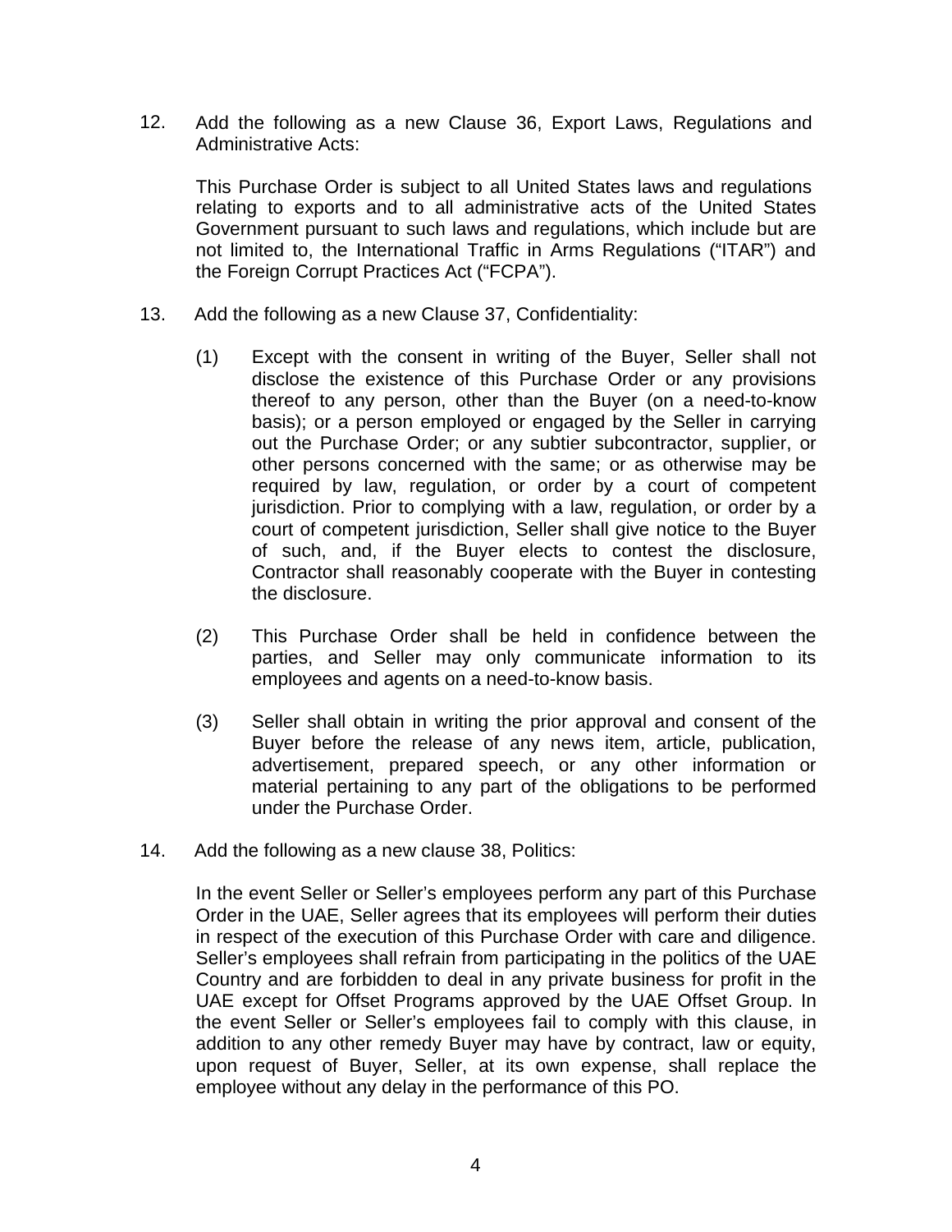12. Add the following as a new Clause 36, Export Laws, Regulations and Administrative Acts:

    This Purchase Order is subject to all United States laws and regulations relating to exports and to all administrative acts of the United States Government pursuant to such laws and regulations, which include but are not limited to, the International Traffic in Arms Regulations ("ITAR") and the Foreign Corrupt Practices Act ("FCPA").

13. Add the following as a new Clause 37, Confidentiality:

    (1) Except with the consent in writing of the Buyer, Seller shall not disclose the existence of this Purchase Order or any provisions thereof to any person, other than the Buyer (on a need-to-know basis); or a person employed or engaged by the Seller in carrying out the Purchase Order; or any subtier subcontractor, supplier, or other persons concerned with the same; or as otherwise may be required by law, regulation, or order by a court of competent jurisdiction. Prior to complying with a law, regulation, or order by a court of competent jurisdiction, Seller shall give notice to the Buyer of such, and, if the Buyer elects to contest the disclosure, Contractor shall reasonably cooperate with the Buyer in contesting the disclosure.

    (2) This Purchase Order shall be held in confidence between the parties, and Seller may only communicate information to its employees and agents on a need-to-know basis.

    (3) Seller shall obtain in writing the prior approval and consent of the Buyer before the release of any news item, article, publication, advertisement, prepared speech, or any other information or material pertaining to any part of the obligations to be performed under the Purchase Order.

14. Add the following as a new clause 38, Politics:

    In the event Seller or Seller's employees perform any part of this Purchase Order in the UAE, Seller agrees that its employees will perform their duties in respect of the execution of this Purchase Order with care and diligence. Seller's employees shall refrain from participating in the politics of the UAE Country and are forbidden to deal in any private business for profit in the UAE except for Offset Programs approved by the UAE Offset Group. In the event Seller or Seller's employees fail to comply with this clause, in addition to any other remedy Buyer may have by contract, law or equity, upon request of Buyer, Seller, at its own expense, shall replace the employee without any delay in the performance of this PO.